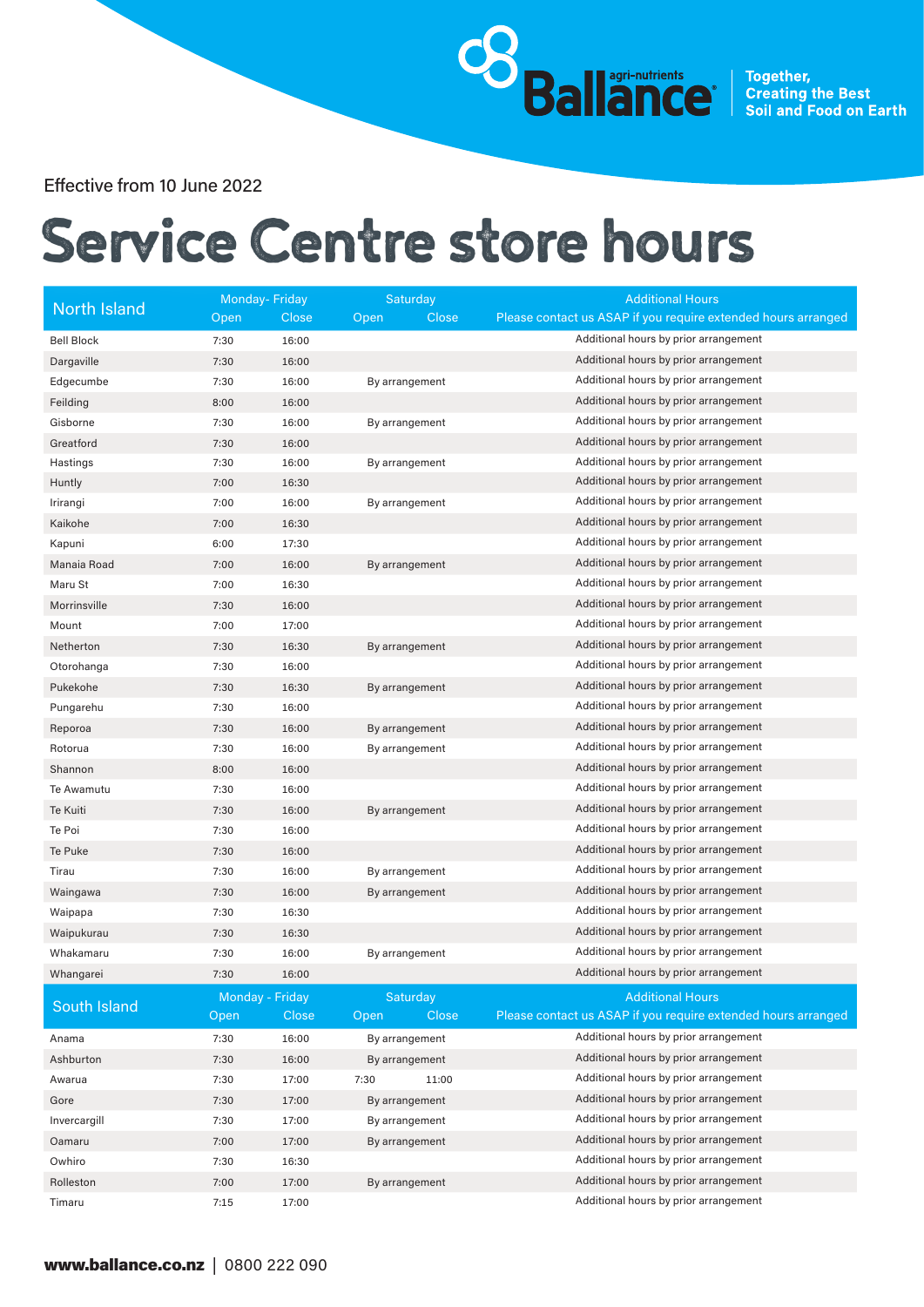Ballance agri-nutrients

Together, Creating the Best Soil and Food on Earth

Effective from 10 June 2022

# Service Centre store hours

| North Island | Monday- Friday | | Saturday | | Additional Hours |
|---|---|---|---|---|---|
| | Open | Close | Open | Close | Please contact us ASAP if you require extended hours arranged |
| Bell Block | 7:30 | 16:00 | | | Additional hours by prior arrangement |
| Dargaville | 7:30 | 16:00 | | | Additional hours by prior arrangement |
| Edgecumbe | 7:30 | 16:00 | By arrangement | | Additional hours by prior arrangement |
| Feilding | 8:00 | 16:00 | | | Additional hours by prior arrangement |
| Gisborne | 7:30 | 16:00 | By arrangement | | Additional hours by prior arrangement |
| Greatford | 7:30 | 16:00 | | | Additional hours by prior arrangement |
| Hastings | 7:30 | 16:00 | By arrangement | | Additional hours by prior arrangement |
| Huntly | 7:00 | 16:30 | | | Additional hours by prior arrangement |
| Irirangi | 7:00 | 16:00 | By arrangement | | Additional hours by prior arrangement |
| Kaikohe | 7:00 | 16:30 | | | Additional hours by prior arrangement |
| Kapuni | 6:00 | 17:30 | | | Additional hours by prior arrangement |
| Manaia Road | 7:00 | 16:00 | By arrangement | | Additional hours by prior arrangement |
| Maru St | 7:00 | 16:30 | | | Additional hours by prior arrangement |
| Morrinsville | 7:30 | 16:00 | | | Additional hours by prior arrangement |
| Mount | 7:00 | 17:00 | | | Additional hours by prior arrangement |
| Netherton | 7:30 | 16:30 | By arrangement | | Additional hours by prior arrangement |
| Otorohanga | 7:30 | 16:00 | | | Additional hours by prior arrangement |
| Pukekohe | 7:30 | 16:30 | By arrangement | | Additional hours by prior arrangement |
| Pungarehu | 7:30 | 16:00 | | | Additional hours by prior arrangement |
| Reporoa | 7:30 | 16:00 | By arrangement | | Additional hours by prior arrangement |
| Rotorua | 7:30 | 16:00 | By arrangement | | Additional hours by prior arrangement |
| Shannon | 8:00 | 16:00 | | | Additional hours by prior arrangement |
| Te Awamutu | 7:30 | 16:00 | | | Additional hours by prior arrangement |
| Te Kuiti | 7:30 | 16:00 | By arrangement | | Additional hours by prior arrangement |
| Te Poi | 7:30 | 16:00 | | | Additional hours by prior arrangement |
| Te Puke | 7:30 | 16:00 | | | Additional hours by prior arrangement |
| Tirau | 7:30 | 16:00 | By arrangement | | Additional hours by prior arrangement |
| Waingawa | 7:30 | 16:00 | By arrangement | | Additional hours by prior arrangement |
| Waipapa | 7:30 | 16:30 | | | Additional hours by prior arrangement |
| Waipukurau | 7:30 | 16:30 | | | Additional hours by prior arrangement |
| Whakamaru | 7:30 | 16:00 | By arrangement | | Additional hours by prior arrangement |
| Whangarei | 7:30 | 16:00 | | | Additional hours by prior arrangement |

| South Island | Monday - Friday | | Saturday | | Additional Hours |
|---|---|---|---|---|---|
| | Open | Close | Open | Close | Please contact us ASAP if you require extended hours arranged |
| Anama | 7:30 | 16:00 | By arrangement | | Additional hours by prior arrangement |
| Ashburton | 7:30 | 16:00 | By arrangement | | Additional hours by prior arrangement |
| Awarua | 7:30 | 17:00 | 7:30 | 11:00 | Additional hours by prior arrangement |
| Gore | 7:30 | 17:00 | By arrangement | | Additional hours by prior arrangement |
| Invercargill | 7:30 | 17:00 | By arrangement | | Additional hours by prior arrangement |
| Oamaru | 7:00 | 17:00 | By arrangement | | Additional hours by prior arrangement |
| Owhiro | 7:30 | 16:30 | | | Additional hours by prior arrangement |
| Rolleston | 7:00 | 17:00 | By arrangement | | Additional hours by prior arrangement |
| Timaru | 7:15 | 17:00 | | | Additional hours by prior arrangement |

**www.ballance.co.nz** | 0800 222 090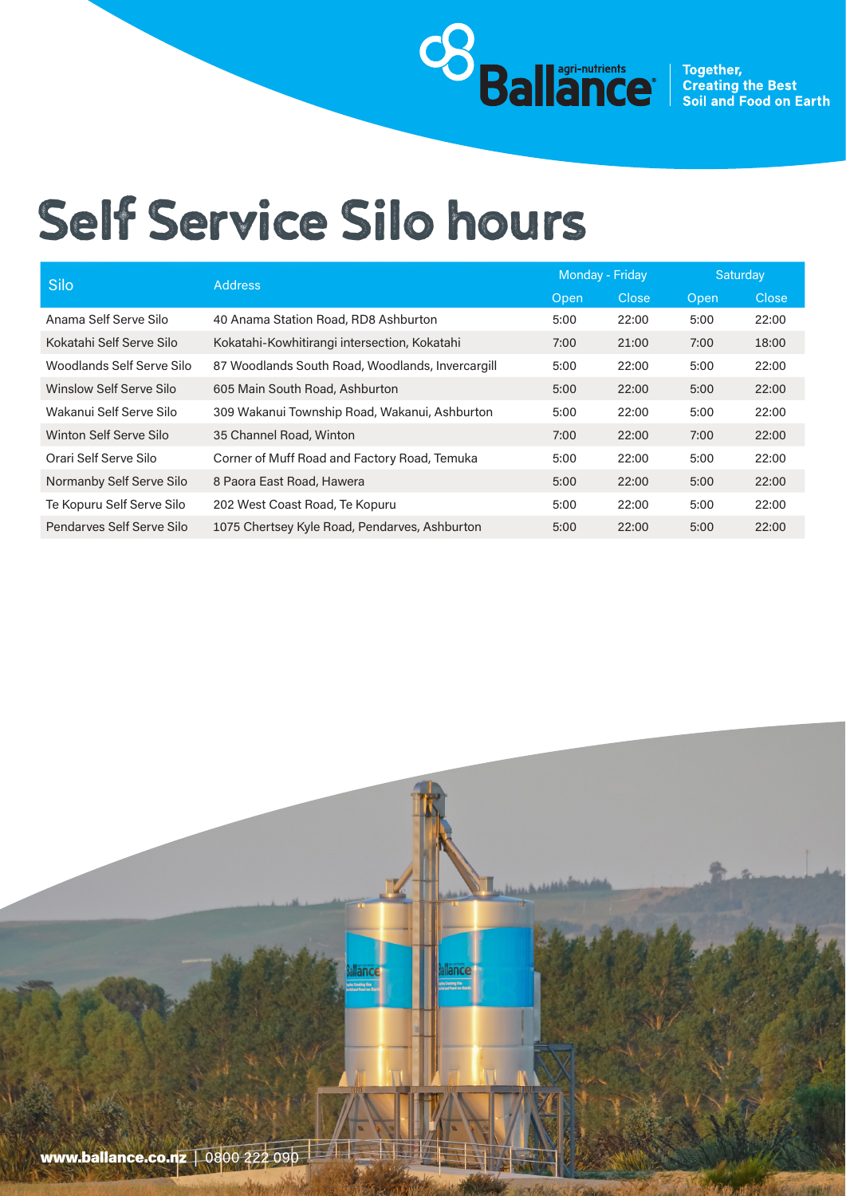Ballance agri-nutrients

Together, Creating the Best Soil and Food on Earth

# Self Service Silo hours

| Silo | Address | Monday - Friday | | Saturday | |
|---|---|---|---|---|---|
| | | Open | Close | Open | Close |
| Anama Self Serve Silo | 40 Anama Station Road, RD8 Ashburton | 5:00 | 22:00 | 5:00 | 22:00 |
| Kokatahi Self Serve Silo | Kokatahi-Kowhitirangi intersection, Kokatahi | 7:00 | 21:00 | 7:00 | 18:00 |
| Woodlands Self Serve Silo | 87 Woodlands South Road, Woodlands, Invercargill | 5:00 | 22:00 | 5:00 | 22:00 |
| Winslow Self Serve Silo | 605 Main South Road, Ashburton | 5:00 | 22:00 | 5:00 | 22:00 |
| Wakanui Self Serve Silo | 309 Wakanui Township Road, Wakanui, Ashburton | 5:00 | 22:00 | 5:00 | 22:00 |
| Winton Self Serve Silo | 35 Channel Road, Winton | 7:00 | 22:00 | 7:00 | 22:00 |
| Orari Self Serve Silo | Corner of Muff Road and Factory Road, Temuka | 5:00 | 22:00 | 5:00 | 22:00 |
| Normanby Self Serve Silo | 8 Paora East Road, Hawera | 5:00 | 22:00 | 5:00 | 22:00 |
| Te Kopuru Self Serve Silo | 202 West Coast Road, Te Kopuru | 5:00 | 22:00 | 5:00 | 22:00 |
| Pendarves Self Serve Silo | 1075 Chertsey Kyle Road, Pendarves, Ashburton | 5:00 | 22:00 | 5:00 | 22:00 |

**www.ballance.co.nz** | 0800 222 090